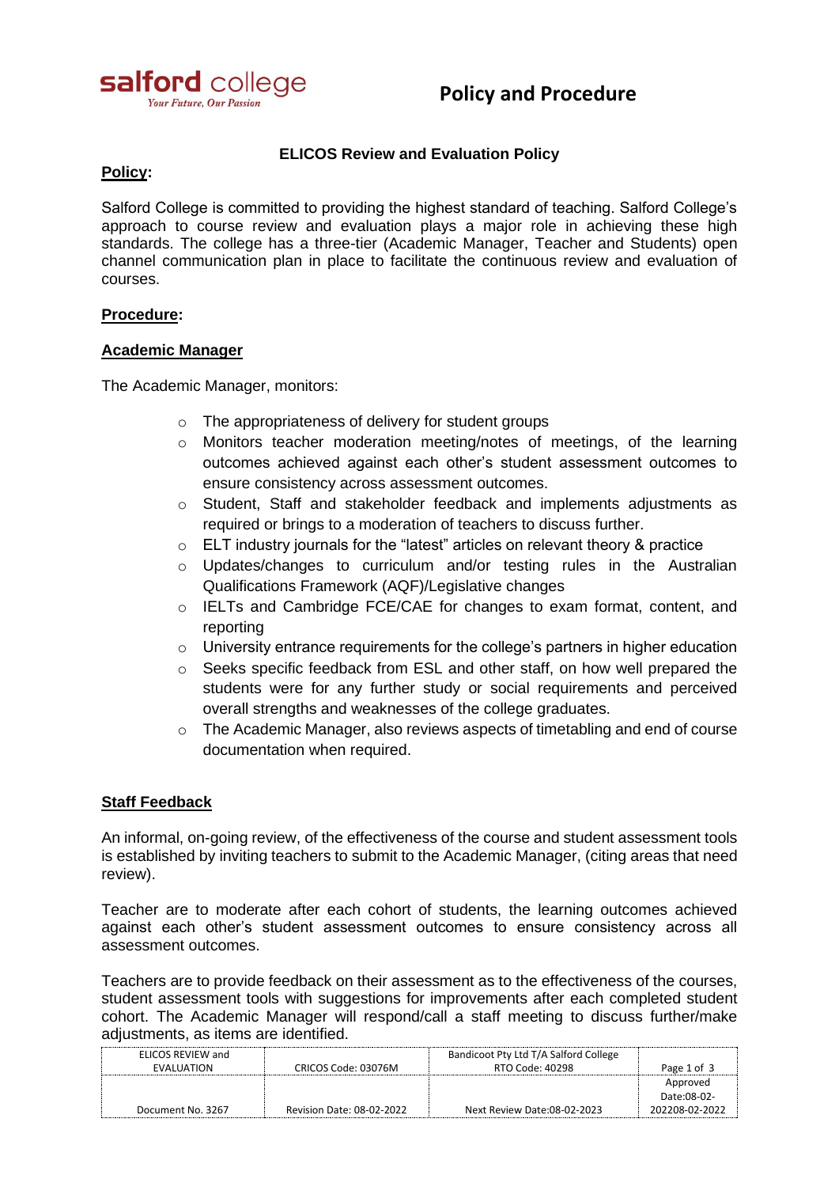salford college
*Your Future, Our Passion*

# Policy and Procedure

## ELICOS Review and Evaluation Policy

**Policy:**

Salford College is committed to providing the highest standard of teaching. Salford College's approach to course review and evaluation plays a major role in achieving these high standards. The college has a three-tier (Academic Manager, Teacher and Students) open channel communication plan in place to facilitate the continuous review and evaluation of courses.

**Procedure:**

**Academic Manager**

The Academic Manager, monitors:

- The appropriateness of delivery for student groups
- Monitors teacher moderation meeting/notes of meetings, of the learning outcomes achieved against each other's student assessment outcomes to ensure consistency across assessment outcomes.
- Student, Staff and stakeholder feedback and implements adjustments as required or brings to a moderation of teachers to discuss further.
- ELT industry journals for the "latest" articles on relevant theory & practice
- Updates/changes to curriculum and/or testing rules in the Australian Qualifications Framework (AQF)/Legislative changes
- IELTs and Cambridge FCE/CAE for changes to exam format, content, and reporting
- University entrance requirements for the college's partners in higher education
- Seeks specific feedback from ESL and other staff, on how well prepared the students were for any further study or social requirements and perceived overall strengths and weaknesses of the college graduates.
- The Academic Manager, also reviews aspects of timetabling and end of course documentation when required.

**Staff Feedback**

An informal, on-going review, of the effectiveness of the course and student assessment tools is established by inviting teachers to submit to the Academic Manager, (citing areas that need review).

Teacher are to moderate after each cohort of students, the learning outcomes achieved against each other's student assessment outcomes to ensure consistency across all assessment outcomes.

Teachers are to provide feedback on their assessment as to the effectiveness of the courses, student assessment tools with suggestions for improvements after each completed student cohort. The Academic Manager will respond/call a staff meeting to discuss further/make adjustments, as items are identified.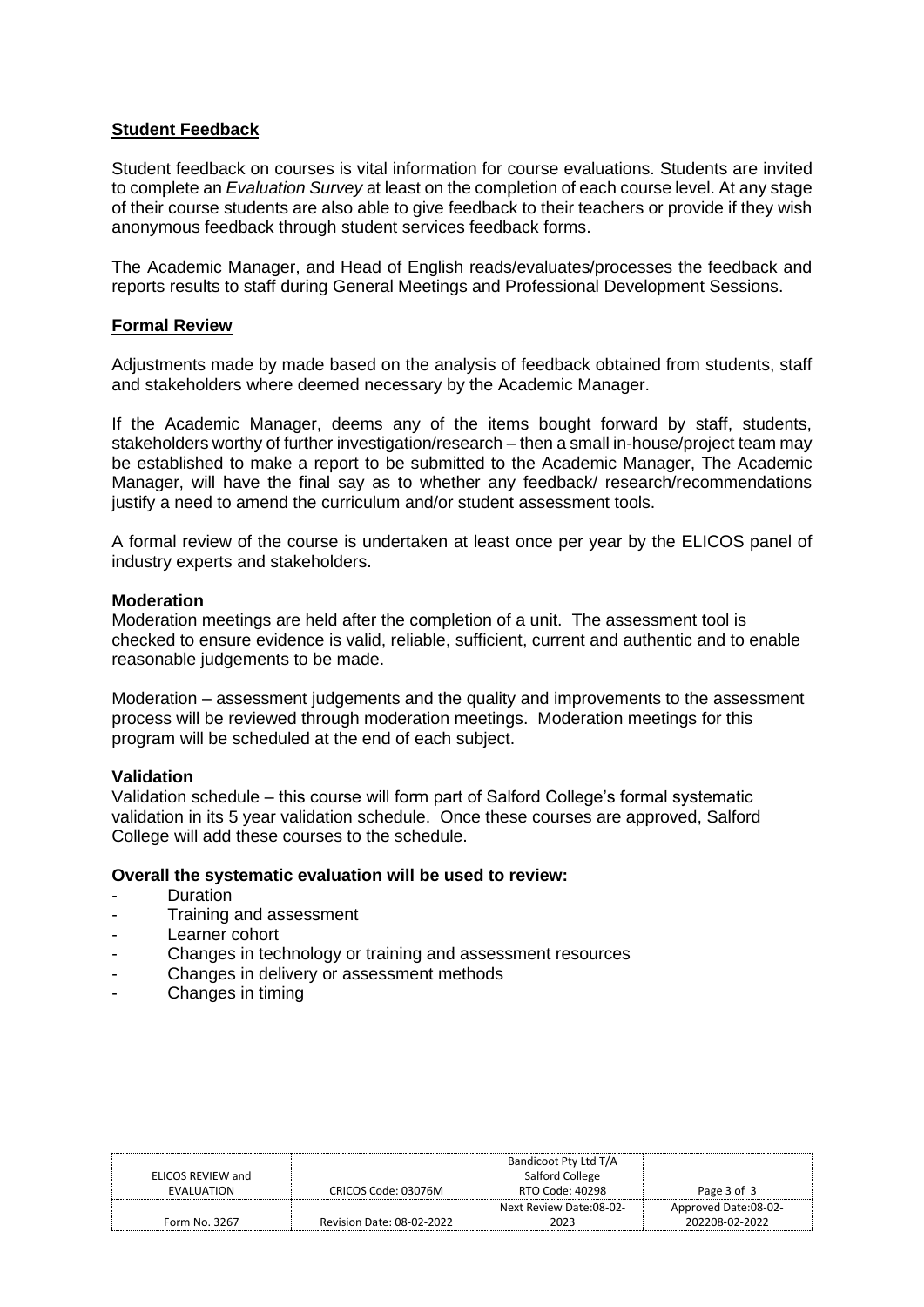## Student Feedback

Student feedback on courses is vital information for course evaluations. Students are invited to complete an *Evaluation Survey* at least on the completion of each course level. At any stage of their course students are also able to give feedback to their teachers or provide if they wish anonymous feedback through student services feedback forms.

The Academic Manager, and Head of English reads/evaluates/processes the feedback and reports results to staff during General Meetings and Professional Development Sessions.

## Formal Review

Adjustments made by made based on the analysis of feedback obtained from students, staff and stakeholders where deemed necessary by the Academic Manager.

If the Academic Manager, deems any of the items bought forward by staff, students, stakeholders worthy of further investigation/research – then a small in-house/project team may be established to make a report to be submitted to the Academic Manager, The Academic Manager, will have the final say as to whether any feedback/ research/recommendations justify a need to amend the curriculum and/or student assessment tools.

A formal review of the course is undertaken at least once per year by the ELICOS panel of industry experts and stakeholders.

### Moderation

Moderation meetings are held after the completion of a unit. The assessment tool is checked to ensure evidence is valid, reliable, sufficient, current and authentic and to enable reasonable judgements to be made.

Moderation – assessment judgements and the quality and improvements to the assessment process will be reviewed through moderation meetings. Moderation meetings for this program will be scheduled at the end of each subject.

### Validation

Validation schedule – this course will form part of Salford College's formal systematic validation in its 5 year validation schedule. Once these courses are approved, Salford College will add these courses to the schedule.

### Overall the systematic evaluation will be used to review:

- Duration
- Training and assessment
- Learner cohort
- Changes in technology or training and assessment resources
- Changes in delivery or assessment methods
- Changes in timing